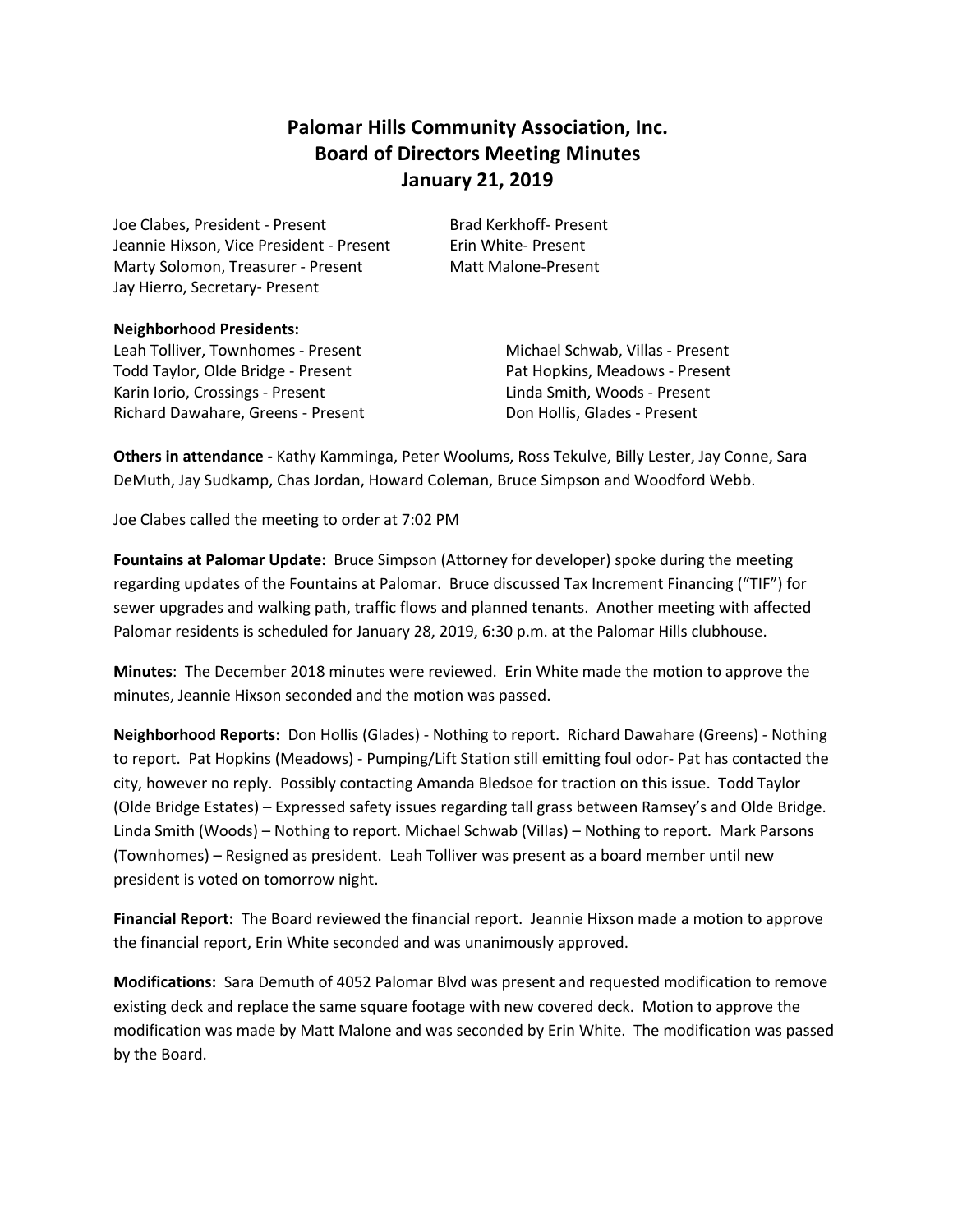# Palomar Hills Community Association, Inc.
## Board of Directors Meeting Minutes
## January 21, 2019

Joe Clabes, President - Present
Jeannie Hixson, Vice President - Present
Marty Solomon, Treasurer - Present
Jay Hierro, Secretary- Present
Brad Kerkhoff- Present
Erin White- Present
Matt Malone-Present

**Neighborhood Presidents:**

Leah Tolliver, Townhomes - Present
Todd Taylor, Olde Bridge - Present
Karin Iorio, Crossings - Present
Richard Dawahare, Greens - Present
Michael Schwab, Villas - Present
Pat Hopkins, Meadows - Present
Linda Smith, Woods - Present
Don Hollis, Glades - Present

**Others in attendance -** Kathy Kamminga, Peter Woolums, Ross Tekulve, Billy Lester, Jay Conne, Sara DeMuth, Jay Sudkamp, Chas Jordan, Howard Coleman, Bruce Simpson and Woodford Webb.

Joe Clabes called the meeting to order at 7:02 PM

**Fountains at Palomar Update:** Bruce Simpson (Attorney for developer) spoke during the meeting regarding updates of the Fountains at Palomar. Bruce discussed Tax Increment Financing ("TIF") for sewer upgrades and walking path, traffic flows and planned tenants. Another meeting with affected Palomar residents is scheduled for January 28, 2019, 6:30 p.m. at the Palomar Hills clubhouse.

**Minutes**: The December 2018 minutes were reviewed. Erin White made the motion to approve the minutes, Jeannie Hixson seconded and the motion was passed.

**Neighborhood Reports:** Don Hollis (Glades) - Nothing to report. Richard Dawahare (Greens) - Nothing to report. Pat Hopkins (Meadows) - Pumping/Lift Station still emitting foul odor- Pat has contacted the city, however no reply. Possibly contacting Amanda Bledsoe for traction on this issue. Todd Taylor (Olde Bridge Estates) – Expressed safety issues regarding tall grass between Ramsey's and Olde Bridge. Linda Smith (Woods) – Nothing to report. Michael Schwab (Villas) – Nothing to report. Mark Parsons (Townhomes) – Resigned as president. Leah Tolliver was present as a board member until new president is voted on tomorrow night.

**Financial Report:** The Board reviewed the financial report. Jeannie Hixson made a motion to approve the financial report, Erin White seconded and was unanimously approved.

**Modifications:** Sara Demuth of 4052 Palomar Blvd was present and requested modification to remove existing deck and replace the same square footage with new covered deck. Motion to approve the modification was made by Matt Malone and was seconded by Erin White. The modification was passed by the Board.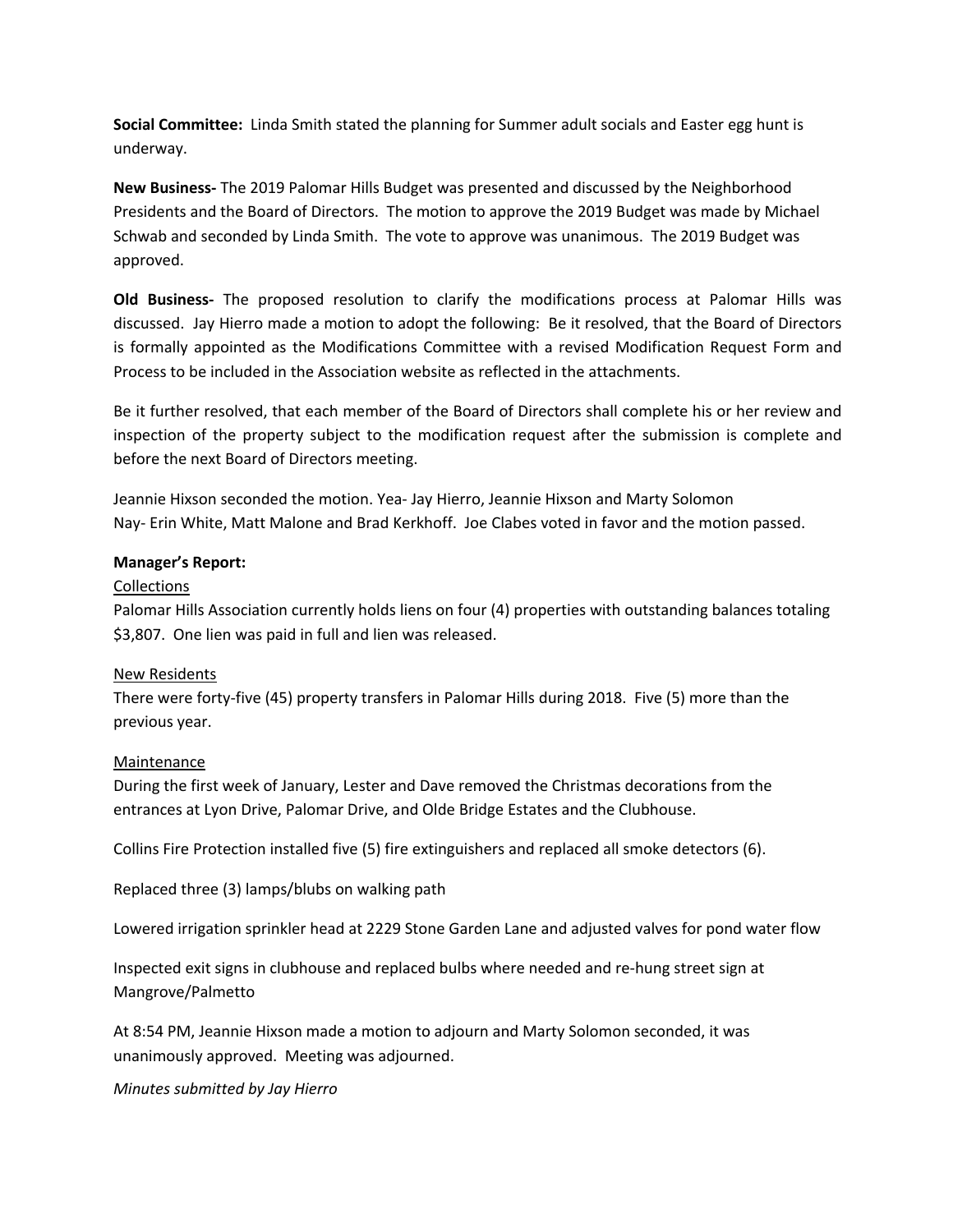**Social Committee:** Linda Smith stated the planning for Summer adult socials and Easter egg hunt is underway.

**New Business-** The 2019 Palomar Hills Budget was presented and discussed by the Neighborhood Presidents and the Board of Directors. The motion to approve the 2019 Budget was made by Michael Schwab and seconded by Linda Smith. The vote to approve was unanimous. The 2019 Budget was approved.

**Old Business-** The proposed resolution to clarify the modifications process at Palomar Hills was discussed. Jay Hierro made a motion to adopt the following: Be it resolved, that the Board of Directors is formally appointed as the Modifications Committee with a revised Modification Request Form and Process to be included in the Association website as reflected in the attachments.

Be it further resolved, that each member of the Board of Directors shall complete his or her review and inspection of the property subject to the modification request after the submission is complete and before the next Board of Directors meeting.

Jeannie Hixson seconded the motion. Yea- Jay Hierro, Jeannie Hixson and Marty Solomon
Nay- Erin White, Matt Malone and Brad Kerkhoff. Joe Clabes voted in favor and the motion passed.

**Manager's Report:**

Collections

Palomar Hills Association currently holds liens on four (4) properties with outstanding balances totaling $3,807. One lien was paid in full and lien was released.

New Residents

There were forty-five (45) property transfers in Palomar Hills during 2018. Five (5) more than the previous year.

Maintenance

During the first week of January, Lester and Dave removed the Christmas decorations from the entrances at Lyon Drive, Palomar Drive, and Olde Bridge Estates and the Clubhouse.

Collins Fire Protection installed five (5) fire extinguishers and replaced all smoke detectors (6).

Replaced three (3) lamps/blubs on walking path

Lowered irrigation sprinkler head at 2229 Stone Garden Lane and adjusted valves for pond water flow

Inspected exit signs in clubhouse and replaced bulbs where needed and re-hung street sign at Mangrove/Palmetto

At 8:54 PM, Jeannie Hixson made a motion to adjourn and Marty Solomon seconded, it was unanimously approved. Meeting was adjourned.

*Minutes submitted by Jay Hierro*